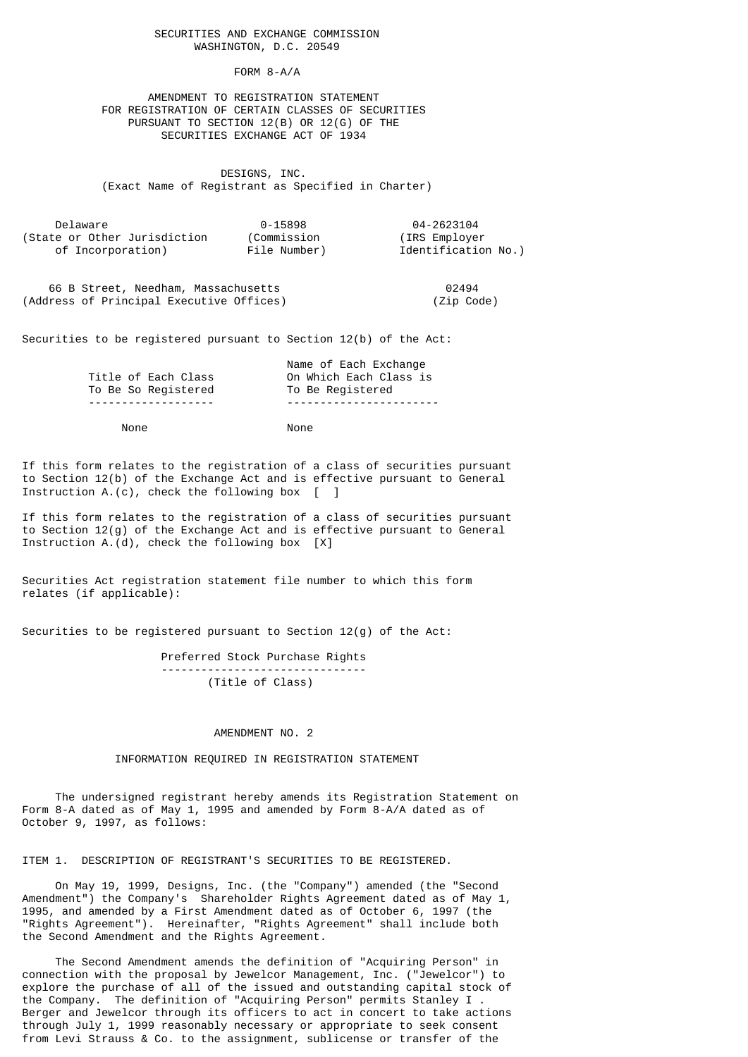SECURITIES AND EXCHANGE COMMISSION
WASHINGTON, D.C. 20549

FORM 8-A/A

AMENDMENT TO REGISTRATION STATEMENT
FOR REGISTRATION OF CERTAIN CLASSES OF SECURITIES
PURSUANT TO SECTION 12(B) OR 12(G) OF THE
SECURITIES EXCHANGE ACT OF 1934

DESIGNS, INC.
(Exact Name of Registrant as Specified in Charter)

| Delaware | 0-15898 | 04-2623104 |
|---|---|---|
| (State or Other Jurisdiction of Incorporation) | (Commission File Number) | (IRS Employer Identification No.) |

| 66 B Street, Needham, Massachusetts | 02494 |
|---|---|
| (Address of Principal Executive Offices) | (Zip Code) |

Securities to be registered pursuant to Section 12(b) of the Act:

| Title of Each Class To Be So Registered | Name of Each Exchange On Which Each Class is To Be Registered |
|---|---|
| None | None |

If this form relates to the registration of a class of securities pursuant to Section 12(b) of the Exchange Act and is effective pursuant to General Instruction A.(c), check the following box [ ]

If this form relates to the registration of a class of securities pursuant to Section 12(g) of the Exchange Act and is effective pursuant to General Instruction A.(d), check the following box [X]

Securities Act registration statement file number to which this form relates (if applicable):

Securities to be registered pursuant to Section 12(g) of the Act:

Preferred Stock Purchase Rights
(Title of Class)

AMENDMENT NO. 2

INFORMATION REQUIRED IN REGISTRATION STATEMENT

The undersigned registrant hereby amends its Registration Statement on Form 8-A dated as of May 1, 1995 and amended by Form 8-A/A dated as of October 9, 1997, as follows:

ITEM 1. DESCRIPTION OF REGISTRANT'S SECURITIES TO BE REGISTERED.

On May 19, 1999, Designs, Inc. (the "Company") amended (the "Second Amendment") the Company's Shareholder Rights Agreement dated as of May 1, 1995, and amended by a First Amendment dated as of October 6, 1997 (the "Rights Agreement"). Hereinafter, "Rights Agreement" shall include both the Second Amendment and the Rights Agreement.

The Second Amendment amends the definition of "Acquiring Person" in connection with the proposal by Jewelcor Management, Inc. ("Jewelcor") to explore the purchase of all of the issued and outstanding capital stock of the Company. The definition of "Acquiring Person" permits Stanley I . Berger and Jewelcor through its officers to act in concert to take actions through July 1, 1999 reasonably necessary or appropriate to seek consent from Levi Strauss & Co. to the assignment, sublicense or transfer of the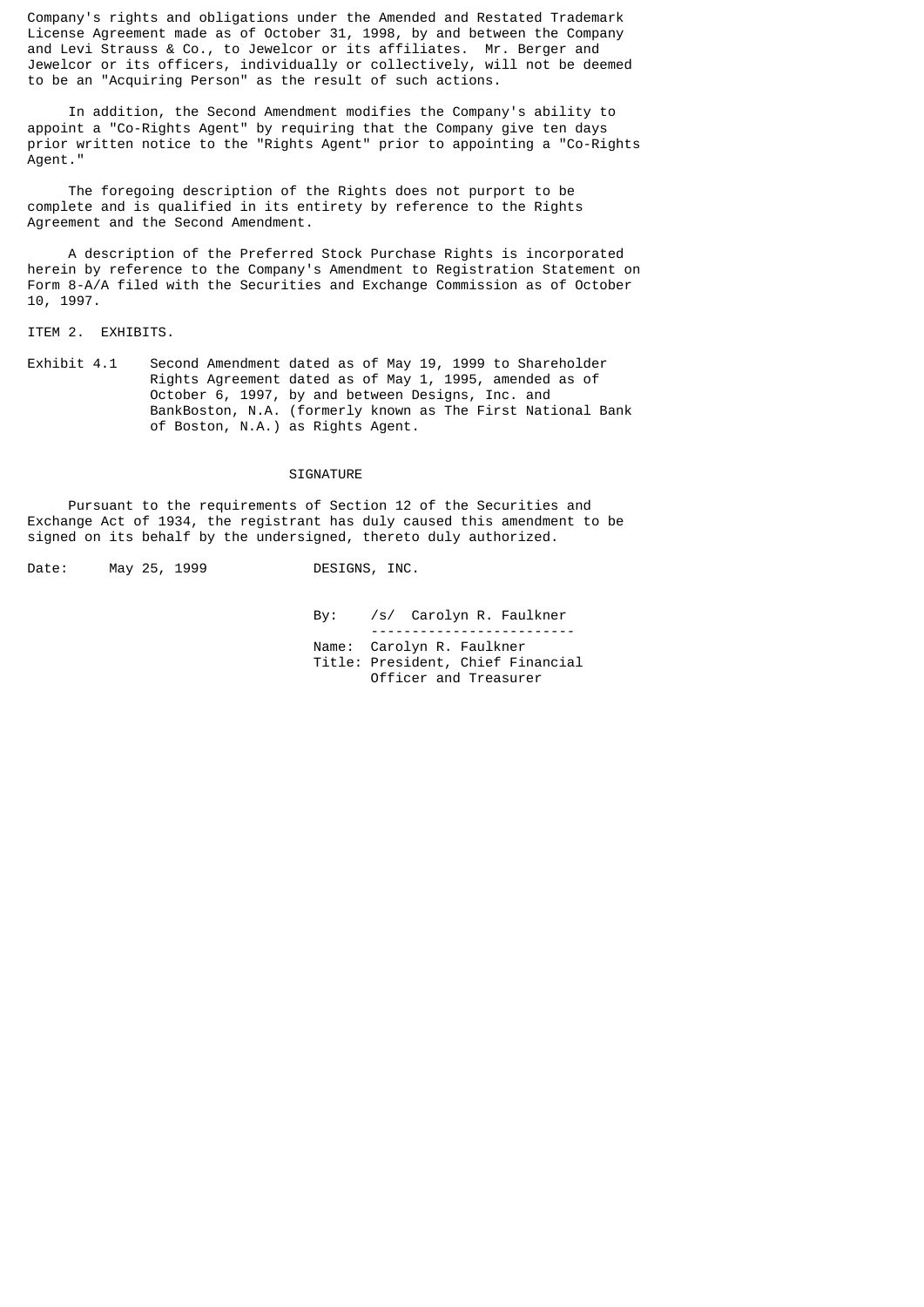Company's rights and obligations under the Amended and Restated Trademark License Agreement made as of October 31, 1998, by and between the Company and Levi Strauss & Co., to Jewelcor or its affiliates. Mr. Berger and Jewelcor or its officers, individually or collectively, will not be deemed to be an "Acquiring Person" as the result of such actions.

In addition, the Second Amendment modifies the Company's ability to appoint a "Co-Rights Agent" by requiring that the Company give ten days prior written notice to the "Rights Agent" prior to appointing a "Co-Rights Agent."

The foregoing description of the Rights does not purport to be complete and is qualified in its entirety by reference to the Rights Agreement and the Second Amendment.

A description of the Preferred Stock Purchase Rights is incorporated herein by reference to the Company's Amendment to Registration Statement on Form 8-A/A filed with the Securities and Exchange Commission as of October 10, 1997.

ITEM 2. EXHIBITS.

Exhibit 4.1 Second Amendment dated as of May 19, 1999 to Shareholder Rights Agreement dated as of May 1, 1995, amended as of October 6, 1997, by and between Designs, Inc. and BankBoston, N.A. (formerly known as The First National Bank of Boston, N.A.) as Rights Agent.

SIGNATURE

Pursuant to the requirements of Section 12 of the Securities and Exchange Act of 1934, the registrant has duly caused this amendment to be signed on its behalf by the undersigned, thereto duly authorized.

Date: May 25, 1999

DESIGNS, INC.

By: /s/ Carolyn R. Faulkner

Name: Carolyn R. Faulkner
Title: President, Chief Financial Officer and Treasurer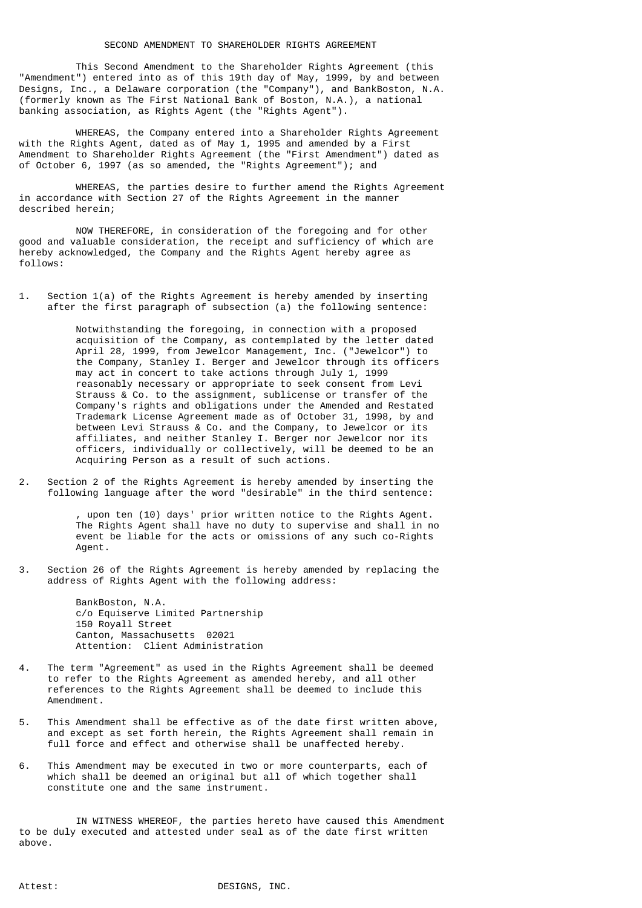# SECOND AMENDMENT TO SHAREHOLDER RIGHTS AGREEMENT

This Second Amendment to the Shareholder Rights Agreement (this "Amendment") entered into as of this 19th day of May, 1999, by and between Designs, Inc., a Delaware corporation (the "Company"), and BankBoston, N.A. (formerly known as The First National Bank of Boston, N.A.), a national banking association, as Rights Agent (the "Rights Agent").

WHEREAS, the Company entered into a Shareholder Rights Agreement with the Rights Agent, dated as of May 1, 1995 and amended by a First Amendment to Shareholder Rights Agreement (the "First Amendment") dated as of October 6, 1997 (as so amended, the "Rights Agreement"); and

WHEREAS, the parties desire to further amend the Rights Agreement in accordance with Section 27 of the Rights Agreement in the manner described herein;

NOW THEREFORE, in consideration of the foregoing and for other good and valuable consideration, the receipt and sufficiency of which are hereby acknowledged, the Company and the Rights Agent hereby agree as follows:

1. Section 1(a) of the Rights Agreement is hereby amended by inserting after the first paragraph of subsection (a) the following sentence:

   Notwithstanding the foregoing, in connection with a proposed acquisition of the Company, as contemplated by the letter dated April 28, 1999, from Jewelcor Management, Inc. ("Jewelcor") to the Company, Stanley I. Berger and Jewelcor through its officers may act in concert to take actions through July 1, 1999 reasonably necessary or appropriate to seek consent from Levi Strauss & Co. to the assignment, sublicense or transfer of the Company's rights and obligations under the Amended and Restated Trademark License Agreement made as of October 31, 1998, by and between Levi Strauss & Co. and the Company, to Jewelcor or its affiliates, and neither Stanley I. Berger nor Jewelcor nor its officers, individually or collectively, will be deemed to be an Acquiring Person as a result of such actions.

2. Section 2 of the Rights Agreement is hereby amended by inserting the following language after the word "desirable" in the third sentence:

   , upon ten (10) days' prior written notice to the Rights Agent. The Rights Agent shall have no duty to supervise and shall in no event be liable for the acts or omissions of any such co-Rights Agent.

3. Section 26 of the Rights Agreement is hereby amended by replacing the address of Rights Agent with the following address:

   BankBoston, N.A.
   c/o Equiserve Limited Partnership
   150 Royall Street
   Canton, Massachusetts 02021
   Attention: Client Administration

4. The term "Agreement" as used in the Rights Agreement shall be deemed to refer to the Rights Agreement as amended hereby, and all other references to the Rights Agreement shall be deemed to include this Amendment.

5. This Amendment shall be effective as of the date first written above, and except as set forth herein, the Rights Agreement shall remain in full force and effect and otherwise shall be unaffected hereby.

6. This Amendment may be executed in two or more counterparts, each of which shall be deemed an original but all of which together shall constitute one and the same instrument.

IN WITNESS WHEREOF, the parties hereto have caused this Amendment to be duly executed and attested under seal as of the date first written above.

Attest: DESIGNS, INC.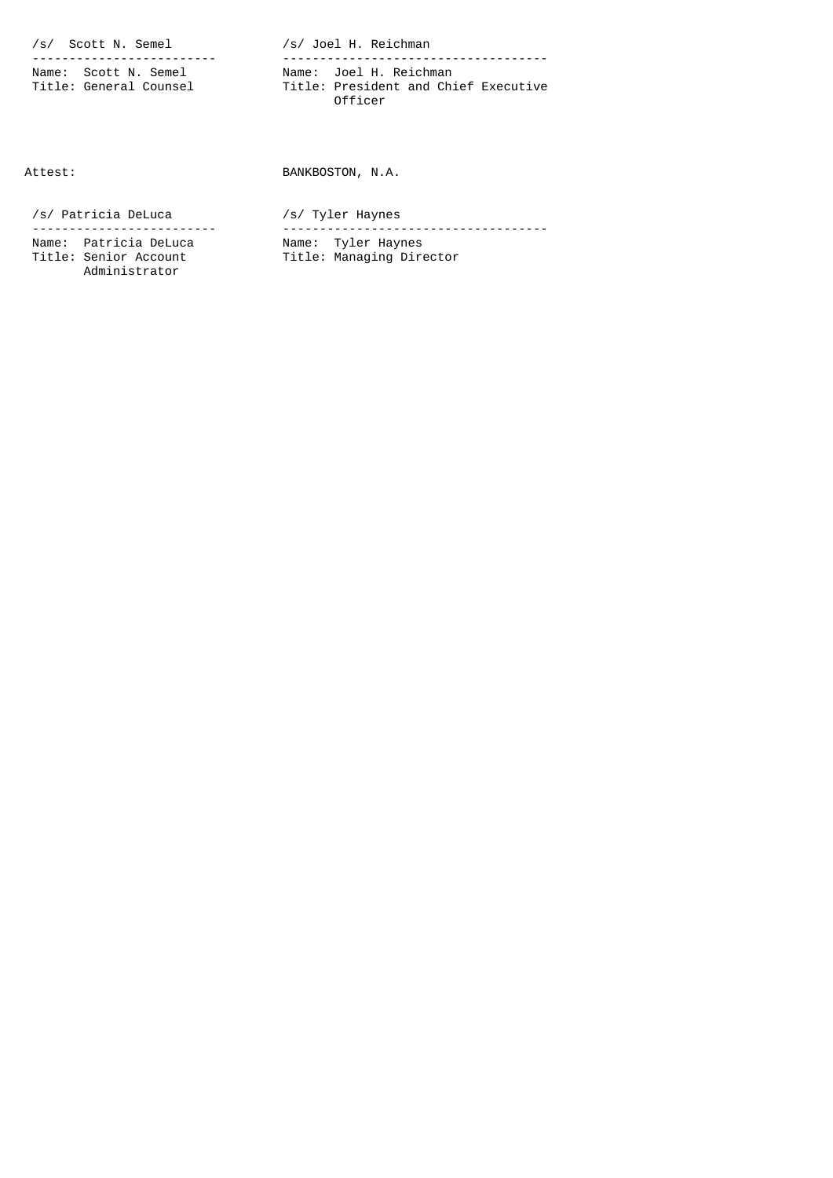| | |
|---|---|
| /s/ Scott N. Semel | /s/ Joel H. Reichman |
| Name: Scott N. Semel | Name: Joel H. Reichman |
| Title: General Counsel | Title: President and Chief Executive Officer |

| | |
|---|---|
| Attest: | BANKBOSTON, N.A. |
| /s/ Patricia DeLuca | /s/ Tyler Haynes |
| Name: Patricia DeLuca | Name: Tyler Haynes |
| Title: Senior Account Administrator | Title: Managing Director |